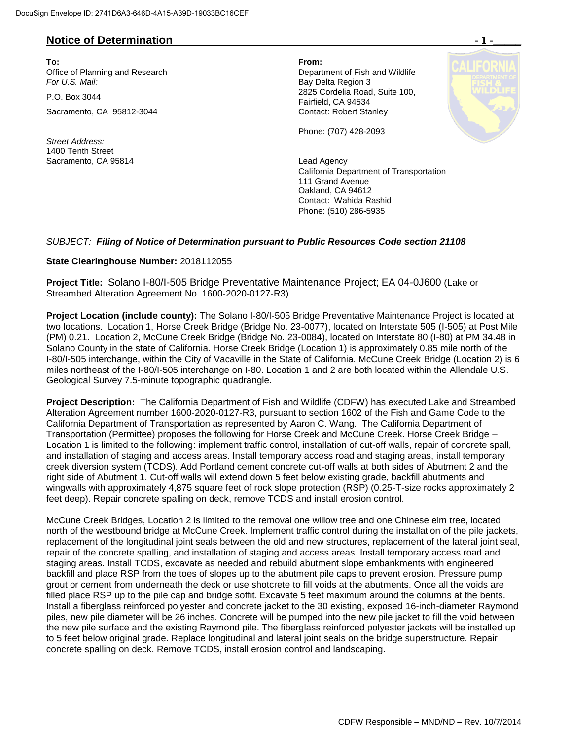## Notice of Determination

**To:**
Office of Planning and Research
*For U.S. Mail:*

P.O. Box 3044

Sacramento, CA 95812-3044

*Street Address:*
1400 Tenth Street
Sacramento, CA 95814

**From:**
Department of Fish and Wildlife
Bay Delta Region 3
2825 Cordelia Road, Suite 100,
Fairfield, CA 94534
Contact: Robert Stanley

Phone: (707) 428-2093

Lead Agency
California Department of Transportation
111 Grand Avenue
Oakland, CA 94612
Contact: Wahida Rashid
Phone: (510) 286-5935

*SUBJECT:* ***Filing of Notice of Determination pursuant to Public Resources Code section 21108***

**State Clearinghouse Number:** 2018112055

**Project Title:** Solano I-80/I-505 Bridge Preventative Maintenance Project; EA 04-0J600 (Lake or Streambed Alteration Agreement No. 1600-2020-0127-R3)

**Project Location (include county):** The Solano I-80/I-505 Bridge Preventative Maintenance Project is located at two locations. Location 1, Horse Creek Bridge (Bridge No. 23-0077), located on Interstate 505 (I-505) at Post Mile (PM) 0.21. Location 2, McCune Creek Bridge (Bridge No. 23-0084), located on Interstate 80 (I-80) at PM 34.48 in Solano County in the state of California. Horse Creek Bridge (Location 1) is approximately 0.85 mile north of the I-80/I-505 interchange, within the City of Vacaville in the State of California. McCune Creek Bridge (Location 2) is 6 miles northeast of the I-80/I-505 interchange on I-80. Location 1 and 2 are both located within the Allendale U.S. Geological Survey 7.5-minute topographic quadrangle.

**Project Description:** The California Department of Fish and Wildlife (CDFW) has executed Lake and Streambed Alteration Agreement number 1600-2020-0127-R3, pursuant to section 1602 of the Fish and Game Code to the California Department of Transportation as represented by Aaron C. Wang. The California Department of Transportation (Permittee) proposes the following for Horse Creek and McCune Creek. Horse Creek Bridge – Location 1 is limited to the following: implement traffic control, installation of cut-off walls, repair of concrete spall, and installation of staging and access areas. Install temporary access road and staging areas, install temporary creek diversion system (TCDS). Add Portland cement concrete cut-off walls at both sides of Abutment 2 and the right side of Abutment 1. Cut-off walls will extend down 5 feet below existing grade, backfill abutments and wingwalls with approximately 4,875 square feet of rock slope protection (RSP) (0.25-T-size rocks approximately 2 feet deep). Repair concrete spalling on deck, remove TCDS and install erosion control.

McCune Creek Bridges, Location 2 is limited to the removal one willow tree and one Chinese elm tree, located north of the westbound bridge at McCune Creek. Implement traffic control during the installation of the pile jackets, replacement of the longitudinal joint seals between the old and new structures, replacement of the lateral joint seal, repair of the concrete spalling, and installation of staging and access areas. Install temporary access road and staging areas. Install TCDS, excavate as needed and rebuild abutment slope embankments with engineered backfill and place RSP from the toes of slopes up to the abutment pile caps to prevent erosion. Pressure pump grout or cement from underneath the deck or use shotcrete to fill voids at the abutments. Once all the voids are filled place RSP up to the pile cap and bridge soffit. Excavate 5 feet maximum around the columns at the bents. Install a fiberglass reinforced polyester and concrete jacket to the 30 existing, exposed 16-inch-diameter Raymond piles, new pile diameter will be 26 inches. Concrete will be pumped into the new pile jacket to fill the void between the new pile surface and the existing Raymond pile. The fiberglass reinforced polyester jackets will be installed up to 5 feet below original grade. Replace longitudinal and lateral joint seals on the bridge superstructure. Repair concrete spalling on deck. Remove TCDS, install erosion control and landscaping.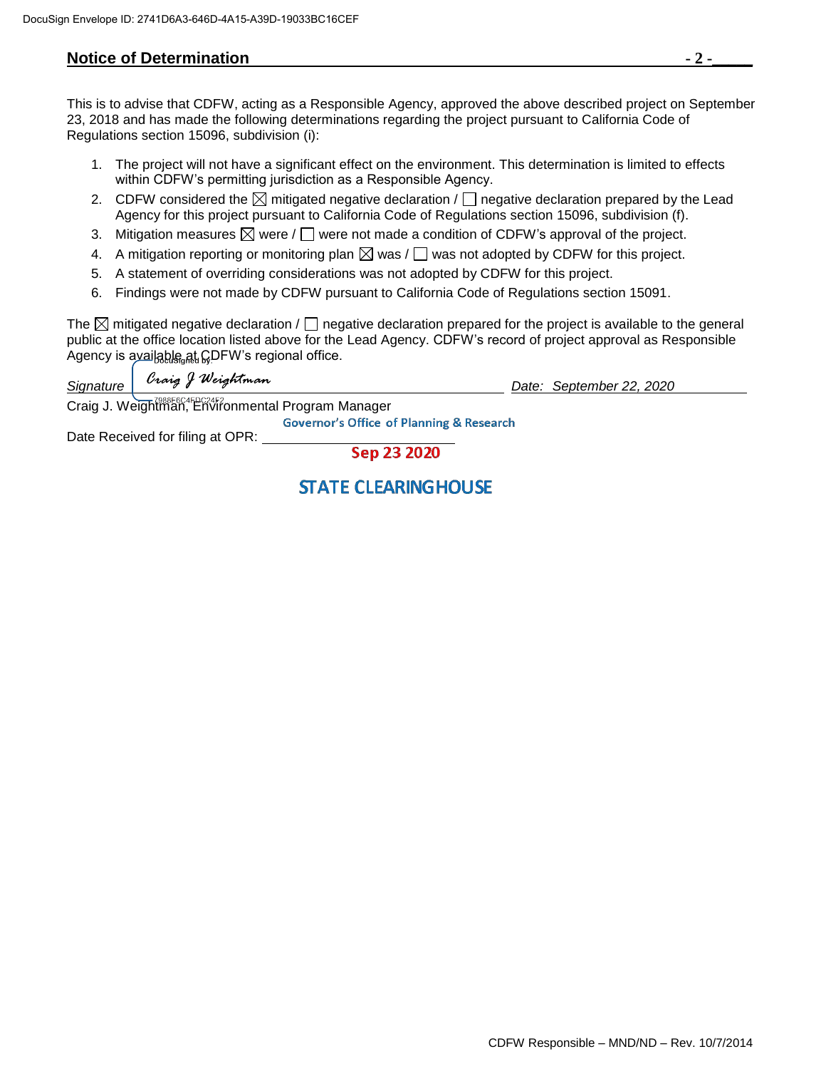DocuSign Envelope ID: 2741D6A3-646D-4A15-A39D-19033BC16CEF

## Notice of Determination

This is to advise that CDFW, acting as a Responsible Agency, approved the above described project on September 23, 2018 and has made the following determinations regarding the project pursuant to California Code of Regulations section 15096, subdivision (i):

1. The project will not have a significant effect on the environment. This determination is limited to effects within CDFW's permitting jurisdiction as a Responsible Agency.
2. CDFW considered the ☒ mitigated negative declaration / ☐ negative declaration prepared by the Lead Agency for this project pursuant to California Code of Regulations section 15096, subdivision (f).
3. Mitigation measures ☒ were / ☐ were not made a condition of CDFW's approval of the project.
4. A mitigation reporting or monitoring plan ☒ was / ☐ was not adopted by CDFW for this project.
5. A statement of overriding considerations was not adopted by CDFW for this project.
6. Findings were not made by CDFW pursuant to California Code of Regulations section 15091.

The ☒ mitigated negative declaration / ☐ negative declaration prepared for the project is available to the general public at the office location listed above for the Lead Agency. CDFW's record of project approval as Responsible Agency is available at CDFW's regional office.

*Signature* DocuSigned by: Craig J Weightman 7988F6C4FDC24F2 *Date: September 22, 2020*

Craig J. Weightman, Environmental Program Manager

Date Received for filing at OPR: Governor's Office of Planning & Research Sep 23 2020

STATE CLEARINGHOUSE

CDFW Responsible – MND/ND – Rev. 10/7/2014